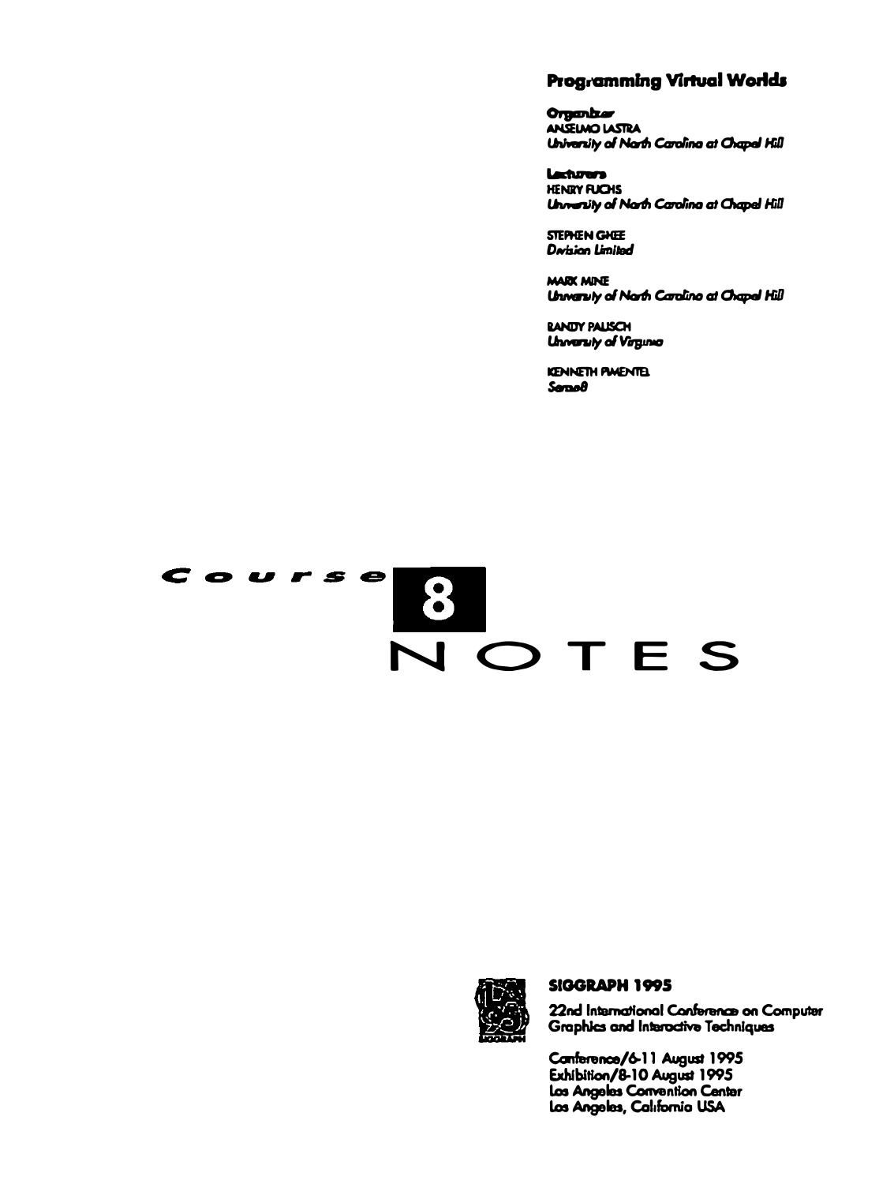# Programming Virtual Worlds

**Organizer**
ANSELMO LASTRA
*University of North Carolina at Chapel Hill*

**Lecturers**
HENRY FUCHS
*University of North Carolina at Chapel Hill*

STEPHEN GHEE
*Division Limited*

MARK MINE
*University of North Carolina at Chapel Hill*

RANDY PAUSCH
*University of Virginia*

KENNETH PIMENTEL
*Sense8*

# Course 8 NOTES

**SIGGRAPH 1995**

22nd International Conference on Computer Graphics and Interactive Techniques

Conference/6-11 August 1995
Exhibition/8-10 August 1995
Los Angeles Convention Center
Los Angeles, California USA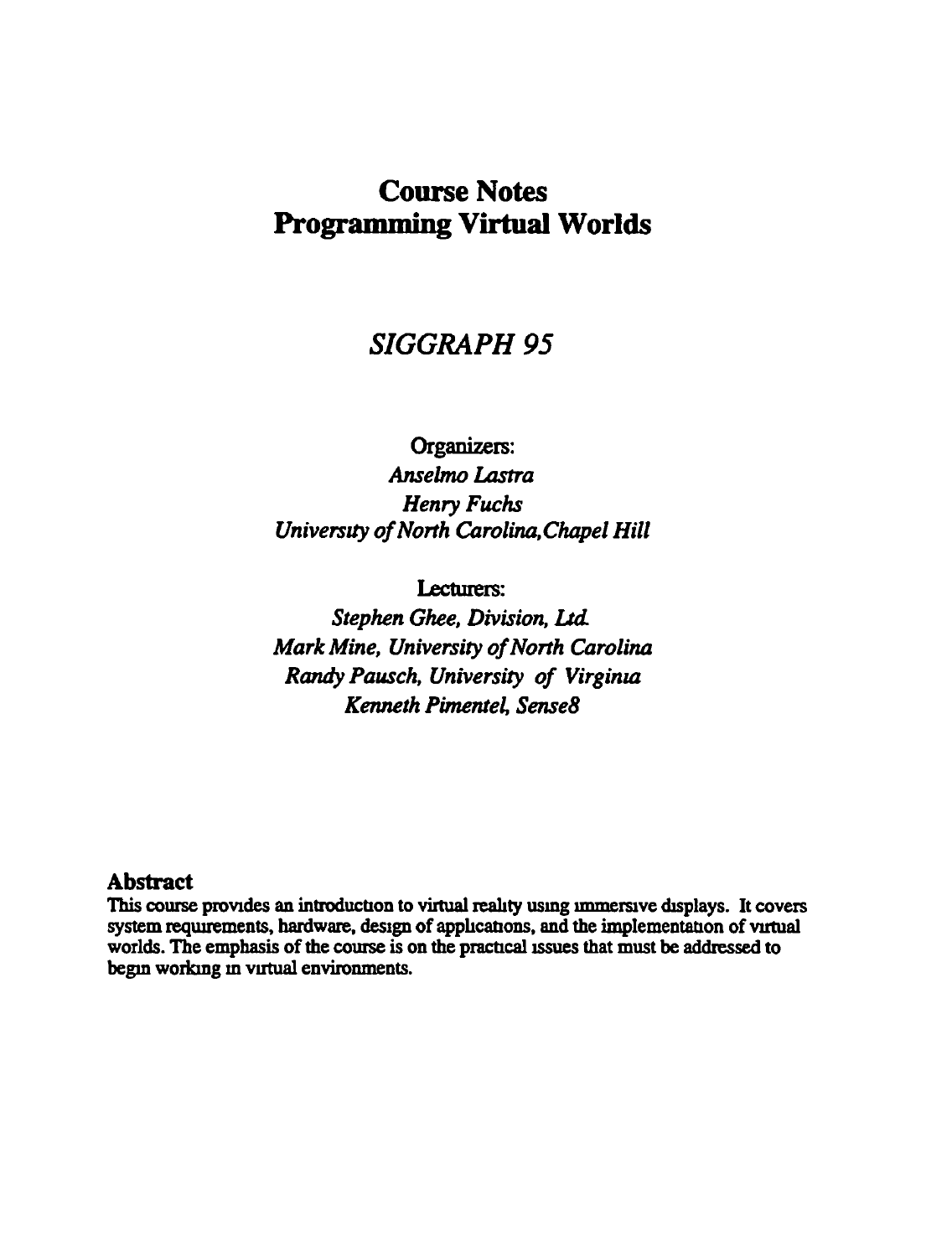# Course Notes
# Programming Virtual Worlds

## *SIGGRAPH 95*

Organizers:

*Anselmo Lastra*
*Henry Fuchs*
*University of North Carolina, Chapel Hill*

Lecturers:

*Stephen Ghee, Division, Ltd.*
*Mark Mine, University of North Carolina*
*Randy Pausch, University of Virginia*
*Kenneth Pimentel, Sense8*

## Abstract

This course provides an introduction to virtual reality using immersive displays. It covers system requirements, hardware, design of applications, and the implementation of virtual worlds. The emphasis of the course is on the practical issues that must be addressed to begin working in virtual environments.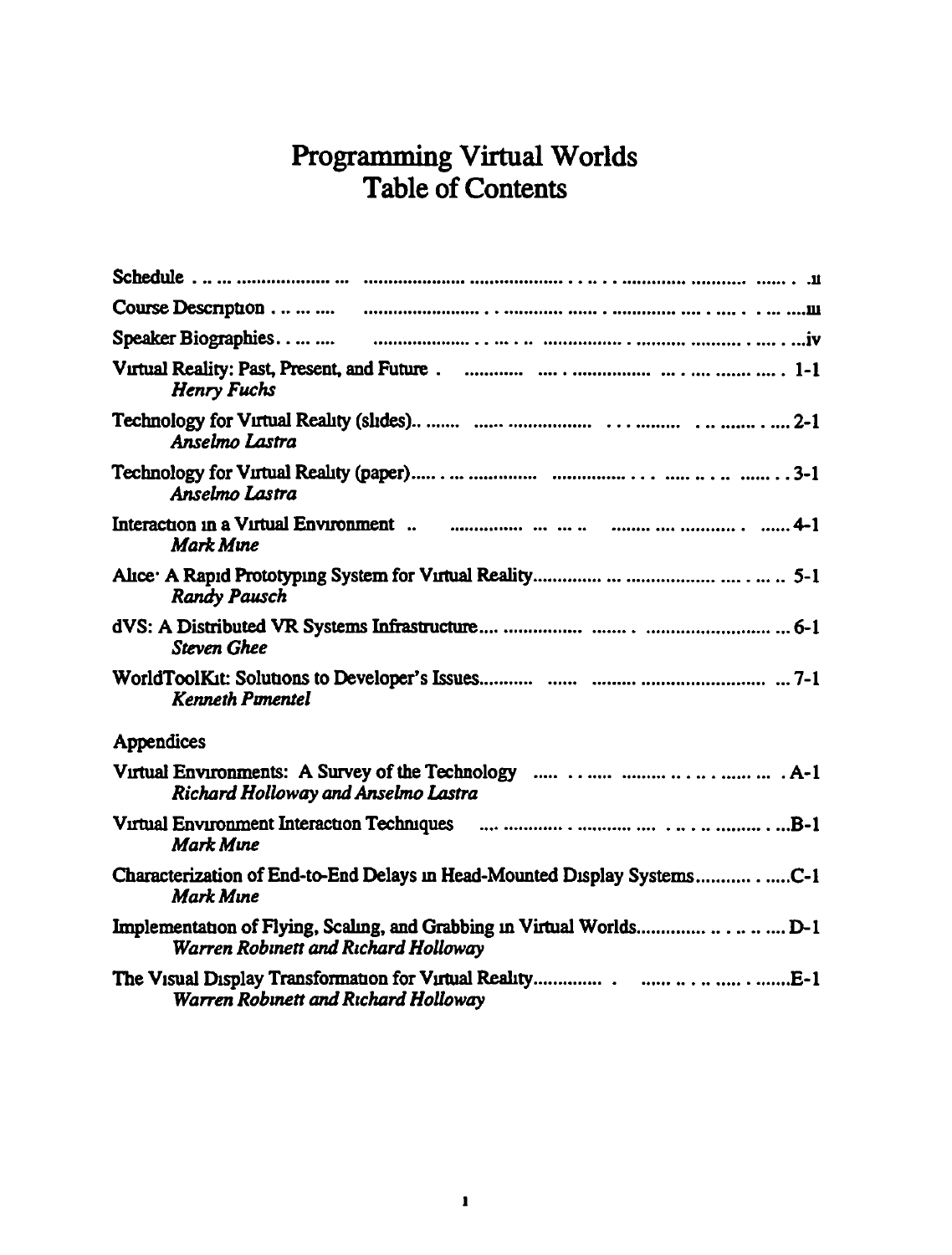# Programming Virtual Worlds
# Table of Contents

Schedule . .. ... .................... ... ..................... ................... . . .. . . ............. ........... ...... . .ii

Course Description . .. ... .... ........................ . . ............ ...... . ............. .... . .... . . ... ....iii

Speaker Biographies. . ... .... .................... . . ... . .. ................ . .......... .......... . .... . ...iv

Virtual Reality: Past, Present, and Future . ............ .... . ................ ... . .... ........ ..... 1-1
*Henry Fuchs*

Technology for Virtual Reality (slides).. ....... ...... ................. . . . ......... . .. ....... . .... 2-1
*Anselmo Lastra*

Technology for Virtual Reality (paper)..... . ... .............. ............... . . . ..... .. . .. ....... . . 3-1
*Anselmo Lastra*

Interaction in a Virtual Environment .. ............... ... ... .. ........ .... ........... . ...... 4-1
*Mark Mine*

Alice: A Rapid Prototyping System for Virtual Reality.............. ... .................. .... . ... .. 5-1
*Randy Pausch*

dVS: A Distributed VR Systems Infrastructure.... ................ ....... . .......................... ... 6-1
*Steven Ghee*

WorldToolKit: Solutions to Developer's Issues........... ...... ......... .......................... ... 7-1
*Kenneth Pimentel*

Appendices

Virtual Environments: A Survey of the Technology ..... . . ..... ......... .. . .. . ....... ... . A-1
*Richard Holloway and Anselmo Lastra*

Virtual Environment Interaction Techniques .... ............ . ........... .... . . .. . .. .......... . ...B-1
*Mark Mine*

Characterization of End-to-End Delays in Head-Mounted Display Systems........... . .....C-1
*Mark Mine*

Implementation of Flying, Scaling, and Grabbing in Virtual Worlds............. .. . .. .. .... D-1
*Warren Robinett and Richard Holloway*

The Visual Display Transformation for Virtual Reality.............. . ...... .. . .. ..... . .......E-1
*Warren Robinett and Richard Holloway*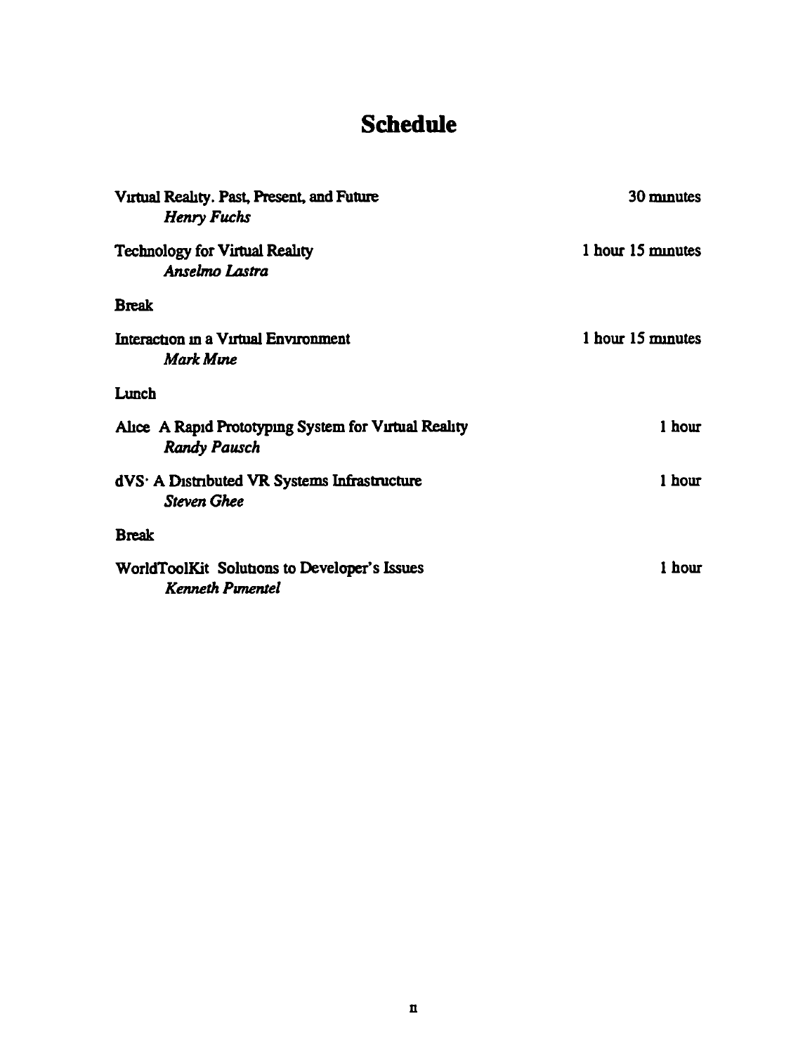# Schedule

Virtual Reality. Past, Present, and Future — 30 minutes
*Henry Fuchs*

Technology for Virtual Reality — 1 hour 15 minutes
*Anselmo Lastra*

Break

Interaction in a Virtual Environment — 1 hour 15 minutes
*Mark Mine*

Lunch

Alice A Rapid Prototyping System for Virtual Reality — 1 hour
*Randy Pausch*

dVS: A Distributed VR Systems Infrastructure — 1 hour
*Steven Ghee*

Break

WorldToolKit Solutions to Developer's Issues — 1 hour
*Kenneth Pimentel*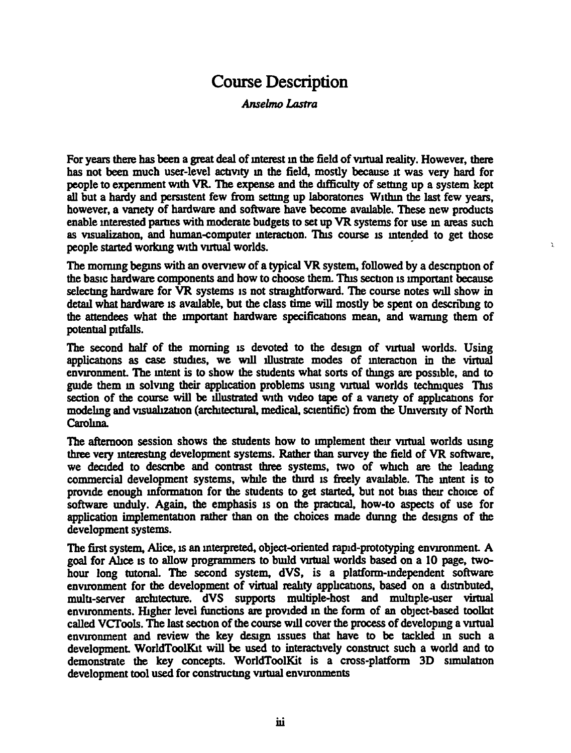# Course Description

*Anselmo Lastra*

For years there has been a great deal of interest in the field of virtual reality. However, there has not been much user-level activity in the field, mostly because it was very hard for people to experiment with VR. The expense and the difficulty of setting up a system kept all but a hardy and persistent few from setting up laboratories Within the last few years, however, a variety of hardware and software have become available. These new products enable interested parties with moderate budgets to set up VR systems for use in areas such as visualization, and human-computer interaction. This course is intended to get those people started working with virtual worlds.

The morning begins with an overview of a typical VR system, followed by a description of the basic hardware components and how to choose them. This section is important because selecting hardware for VR systems is not straightforward. The course notes will show in detail what hardware is available, but the class time will mostly be spent on describing to the attendees what the important hardware specifications mean, and warning them of potential pitfalls.

The second half of the morning is devoted to the design of virtual worlds. Using applications as case studies, we will illustrate modes of interaction in the virtual environment. The intent is to show the students what sorts of things are possible, and to guide them in solving their application problems using virtual worlds techniques This section of the course will be illustrated with video tape of a variety of applications for modeling and visualization (architectural, medical, scientific) from the University of North Carolina.

The afternoon session shows the students how to implement their virtual worlds using three very interesting development systems. Rather than survey the field of VR software, we decided to describe and contrast three systems, two of which are the leading commercial development systems, while the third is freely available. The intent is to provide enough information for the students to get started, but not bias their choice of software unduly. Again, the emphasis is on the practical, how-to aspects of use for application implementation rather than on the choices made during the designs of the development systems.

The first system, Alice, is an interpreted, object-oriented rapid-prototyping environment. A goal for Alice is to allow programmers to build virtual worlds based on a 10 page, two-hour long tutorial. The second system, dVS, is a platform-independent software environment for the development of virtual reality applications, based on a distributed, multi-server architecture. dVS supports multiple-host and multiple-user virtual environments. Higher level functions are provided in the form of an object-based toolkit called VCTools. The last section of the course will cover the process of developing a virtual environment and review the key design issues that have to be tackled in such a development. WorldToolKit will be used to interactively construct such a world and to demonstrate the key concepts. WorldToolKit is a cross-platform 3D simulation development tool used for constructing virtual environments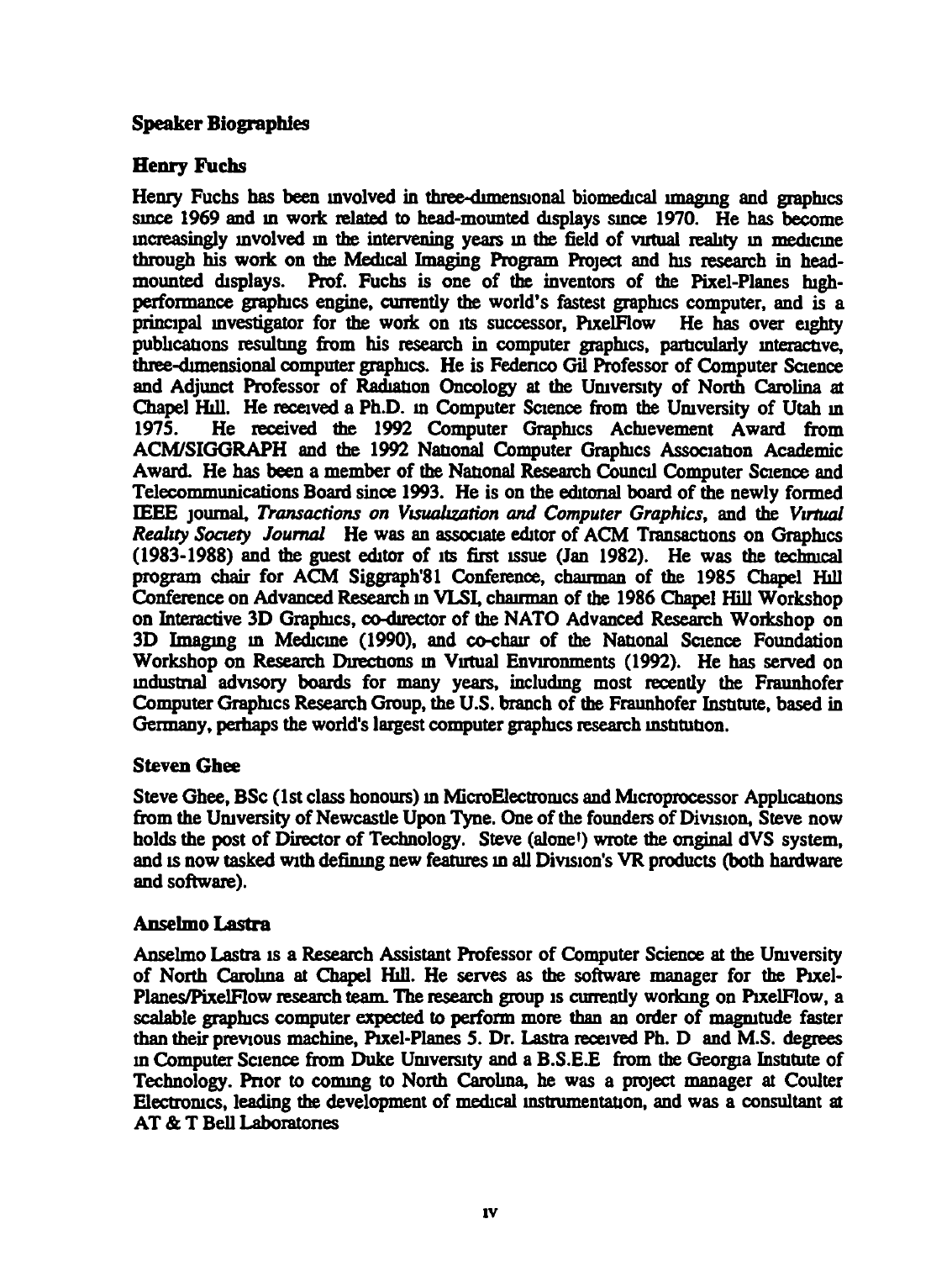## Speaker Biographies

### Henry Fuchs

Henry Fuchs has been involved in three-dimensional biomedical imaging and graphics since 1969 and in work related to head-mounted displays since 1970. He has become increasingly involved in the intervening years in the field of virtual reality in medicine through his work on the Medical Imaging Program Project and his research in head-mounted displays. Prof. Fuchs is one of the inventors of the Pixel-Planes high-performance graphics engine, currently the world's fastest graphics computer, and is a principal investigator for the work on its successor, PixelFlow He has over eighty publications resulting from his research in computer graphics, particularly interactive, three-dimensional computer graphics. He is Federico Gil Professor of Computer Science and Adjunct Professor of Radiation Oncology at the University of North Carolina at Chapel Hill. He received a Ph.D. in Computer Science from the University of Utah in 1975. He received the 1992 Computer Graphics Achievement Award from ACM/SIGGRAPH and the 1992 National Computer Graphics Association Academic Award. He has been a member of the National Research Council Computer Science and Telecommunications Board since 1993. He is on the editorial board of the newly formed IEEE journal, *Transactions on Visualization and Computer Graphics*, and the *Virtual Reality Society Journal* He was an associate editor of ACM Transactions on Graphics (1983-1988) and the guest editor of its first issue (Jan 1982). He was the technical program chair for ACM Siggraph'81 Conference, chairman of the 1985 Chapel Hill Conference on Advanced Research in VLSI, chairman of the 1986 Chapel Hill Workshop on Interactive 3D Graphics, co-director of the NATO Advanced Research Workshop on 3D Imaging in Medicine (1990), and co-chair of the National Science Foundation Workshop on Research Directions in Virtual Environments (1992). He has served on industrial advisory boards for many years, including most recently the Fraunhofer Computer Graphics Research Group, the U.S. branch of the Fraunhofer Institute, based in Germany, perhaps the world's largest computer graphics research institution.

### Steven Ghee

Steve Ghee, BSc (1st class honours) in MicroElectronics and Microprocessor Applications from the University of Newcastle Upon Tyne. One of the founders of Division, Steve now holds the post of Director of Technology. Steve (alone!) wrote the original dVS system, and is now tasked with defining new features in all Division's VR products (both hardware and software).

### Anselmo Lastra

Anselmo Lastra is a Research Assistant Professor of Computer Science at the University of North Carolina at Chapel Hill. He serves as the software manager for the Pixel-Planes/PixelFlow research team. The research group is currently working on PixelFlow, a scalable graphics computer expected to perform more than an order of magnitude faster than their previous machine, Pixel-Planes 5. Dr. Lastra received Ph. D and M.S. degrees in Computer Science from Duke University and a B.S.E.E from the Georgia Institute of Technology. Prior to coming to North Carolina, he was a project manager at Coulter Electronics, leading the development of medical instrumentation, and was a consultant at AT & T Bell Laboratories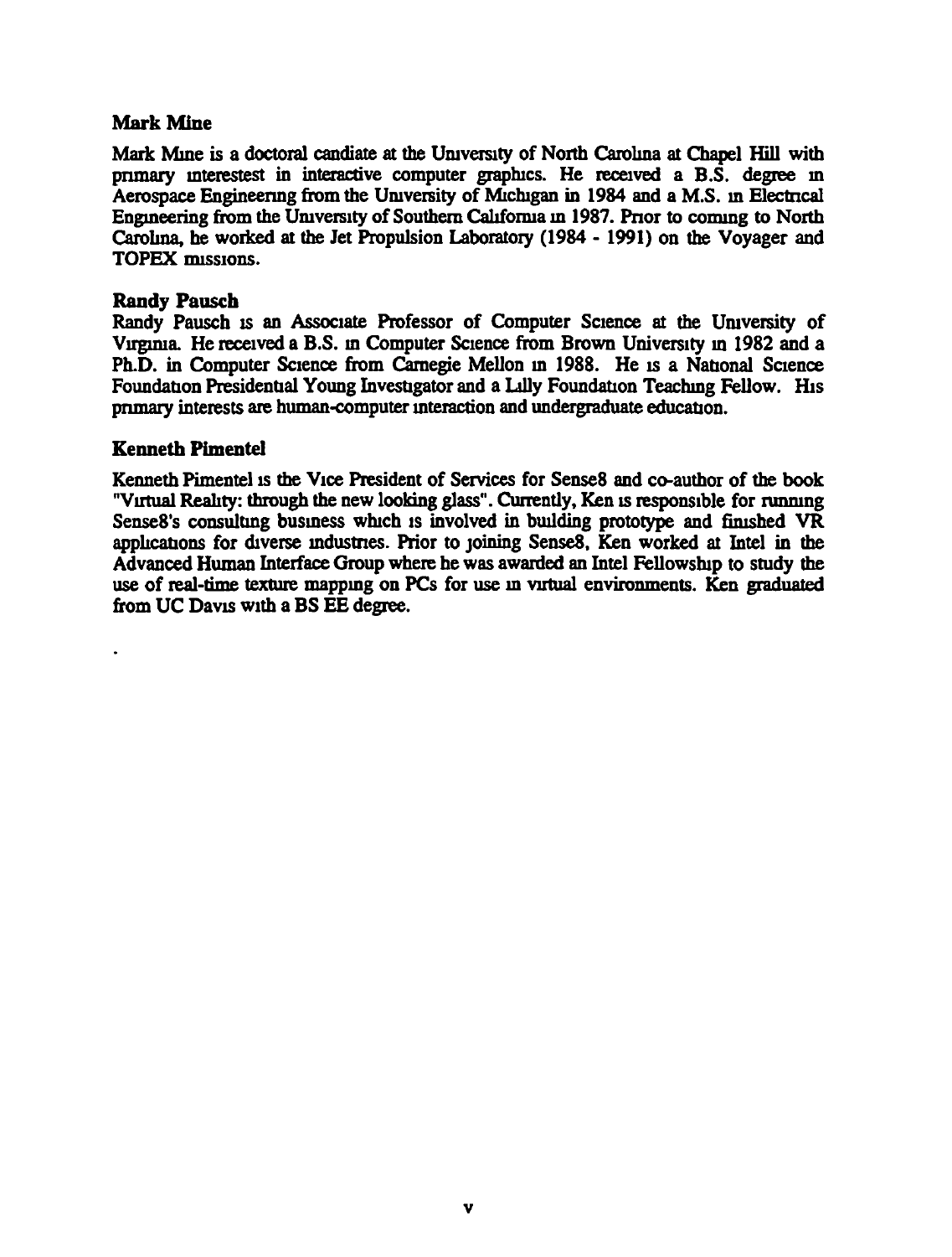### Mark Mine

Mark Mine is a doctoral candiate at the University of North Carolina at Chapel Hill with primary interestest in interactive computer graphics. He received a B.S. degree in Aerospace Engineering from the University of Michigan in 1984 and a M.S. in Electrical Engineering from the University of Southern California in 1987. Prior to coming to North Carolina, he worked at the Jet Propulsion Laboratory (1984 - 1991) on the Voyager and TOPEX missions.

### Randy Pausch

Randy Pausch is an Associate Professor of Computer Science at the University of Virginia. He received a B.S. in Computer Science from Brown University in 1982 and a Ph.D. in Computer Science from Carnegie Mellon in 1988. He is a National Science Foundation Presidential Young Investigator and a Lilly Foundation Teaching Fellow. His primary interests are human-computer interaction and undergraduate education.

### Kenneth Pimentel

Kenneth Pimentel is the Vice President of Services for Sense8 and co-author of the book "Virtual Reality: through the new looking glass". Currently, Ken is responsible for running Sense8's consulting business which is involved in building prototype and finished VR applications for diverse industries. Prior to joining Sense8, Ken worked at Intel in the Advanced Human Interface Group where he was awarded an Intel Fellowship to study the use of real-time texture mapping on PCs for use in virtual environments. Ken graduated from UC Davis with a BS EE degree.